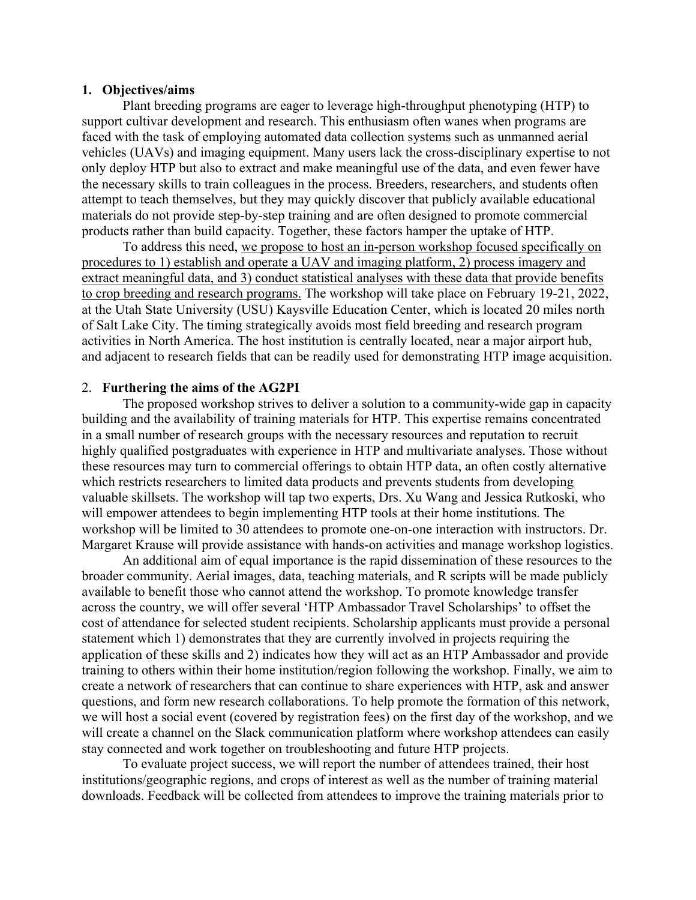## 1. Objectives/aims

Plant breeding programs are eager to leverage high-throughput phenotyping (HTP) to support cultivar development and research. This enthusiasm often wanes when programs are faced with the task of employing automated data collection systems such as unmanned aerial vehicles (UAVs) and imaging equipment. Many users lack the cross-disciplinary expertise to not only deploy HTP but also to extract and make meaningful use of the data, and even fewer have the necessary skills to train colleagues in the process. Breeders, researchers, and students often attempt to teach themselves, but they may quickly discover that publicly available educational materials do not provide step-by-step training and are often designed to promote commercial products rather than build capacity. Together, these factors hamper the uptake of HTP.

To address this need, <u>we propose to host an in-person workshop focused specifically on procedures to 1) establish and operate a UAV and imaging platform, 2) process imagery and extract meaningful data, and 3) conduct statistical analyses with these data that provide benefits to crop breeding and research programs.</u> The workshop will take place on February 19-21, 2022, at the Utah State University (USU) Kaysville Education Center, which is located 20 miles north of Salt Lake City. The timing strategically avoids most field breeding and research program activities in North America. The host institution is centrally located, near a major airport hub, and adjacent to research fields that can be readily used for demonstrating HTP image acquisition.

## 2. Furthering the aims of the AG2PI

The proposed workshop strives to deliver a solution to a community-wide gap in capacity building and the availability of training materials for HTP. This expertise remains concentrated in a small number of research groups with the necessary resources and reputation to recruit highly qualified postgraduates with experience in HTP and multivariate analyses. Those without these resources may turn to commercial offerings to obtain HTP data, an often costly alternative which restricts researchers to limited data products and prevents students from developing valuable skillsets. The workshop will tap two experts, Drs. Xu Wang and Jessica Rutkoski, who will empower attendees to begin implementing HTP tools at their home institutions. The workshop will be limited to 30 attendees to promote one-on-one interaction with instructors. Dr. Margaret Krause will provide assistance with hands-on activities and manage workshop logistics.

An additional aim of equal importance is the rapid dissemination of these resources to the broader community. Aerial images, data, teaching materials, and R scripts will be made publicly available to benefit those who cannot attend the workshop. To promote knowledge transfer across the country, we will offer several 'HTP Ambassador Travel Scholarships' to offset the cost of attendance for selected student recipients. Scholarship applicants must provide a personal statement which 1) demonstrates that they are currently involved in projects requiring the application of these skills and 2) indicates how they will act as an HTP Ambassador and provide training to others within their home institution/region following the workshop. Finally, we aim to create a network of researchers that can continue to share experiences with HTP, ask and answer questions, and form new research collaborations. To help promote the formation of this network, we will host a social event (covered by registration fees) on the first day of the workshop, and we will create a channel on the Slack communication platform where workshop attendees can easily stay connected and work together on troubleshooting and future HTP projects.

To evaluate project success, we will report the number of attendees trained, their host institutions/geographic regions, and crops of interest as well as the number of training material downloads. Feedback will be collected from attendees to improve the training materials prior to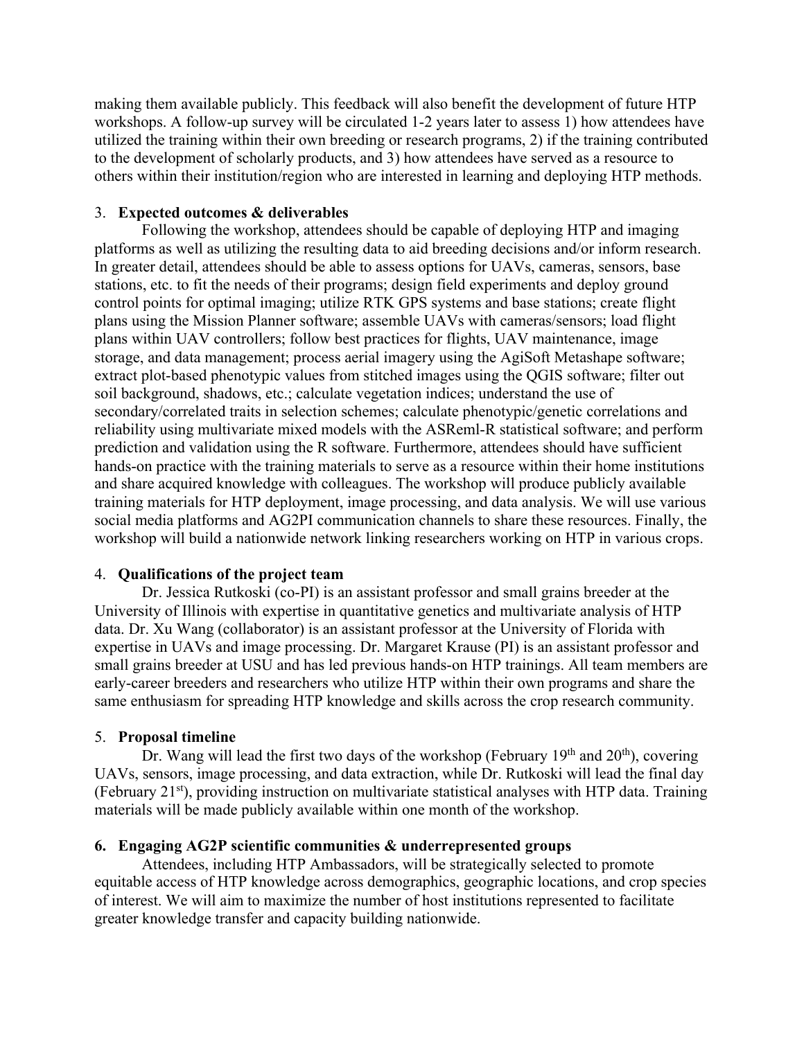making them available publicly. This feedback will also benefit the development of future HTP workshops. A follow-up survey will be circulated 1-2 years later to assess 1) how attendees have utilized the training within their own breeding or research programs, 2) if the training contributed to the development of scholarly products, and 3) how attendees have served as a resource to others within their institution/region who are interested in learning and deploying HTP methods.

### 3. **Expected outcomes & deliverables**

Following the workshop, attendees should be capable of deploying HTP and imaging platforms as well as utilizing the resulting data to aid breeding decisions and/or inform research. In greater detail, attendees should be able to assess options for UAVs, cameras, sensors, base stations, etc. to fit the needs of their programs; design field experiments and deploy ground control points for optimal imaging; utilize RTK GPS systems and base stations; create flight plans using the Mission Planner software; assemble UAVs with cameras/sensors; load flight plans within UAV controllers; follow best practices for flights, UAV maintenance, image storage, and data management; process aerial imagery using the AgiSoft Metashape software; extract plot-based phenotypic values from stitched images using the QGIS software; filter out soil background, shadows, etc.; calculate vegetation indices; understand the use of secondary/correlated traits in selection schemes; calculate phenotypic/genetic correlations and reliability using multivariate mixed models with the ASReml-R statistical software; and perform prediction and validation using the R software. Furthermore, attendees should have sufficient hands-on practice with the training materials to serve as a resource within their home institutions and share acquired knowledge with colleagues. The workshop will produce publicly available training materials for HTP deployment, image processing, and data analysis. We will use various social media platforms and AG2PI communication channels to share these resources. Finally, the workshop will build a nationwide network linking researchers working on HTP in various crops.

### 4. **Qualifications of the project team**

Dr. Jessica Rutkoski (co-PI) is an assistant professor and small grains breeder at the University of Illinois with expertise in quantitative genetics and multivariate analysis of HTP data. Dr. Xu Wang (collaborator) is an assistant professor at the University of Florida with expertise in UAVs and image processing. Dr. Margaret Krause (PI) is an assistant professor and small grains breeder at USU and has led previous hands-on HTP trainings. All team members are early-career breeders and researchers who utilize HTP within their own programs and share the same enthusiasm for spreading HTP knowledge and skills across the crop research community.

### 5. **Proposal timeline**

Dr. Wang will lead the first two days of the workshop (February 19th and 20th), covering UAVs, sensors, image processing, and data extraction, while Dr. Rutkoski will lead the final day (February 21st), providing instruction on multivariate statistical analyses with HTP data. Training materials will be made publicly available within one month of the workshop.

### 6. **Engaging AG2P scientific communities & underrepresented groups**

Attendees, including HTP Ambassadors, will be strategically selected to promote equitable access of HTP knowledge across demographics, geographic locations, and crop species of interest. We will aim to maximize the number of host institutions represented to facilitate greater knowledge transfer and capacity building nationwide.